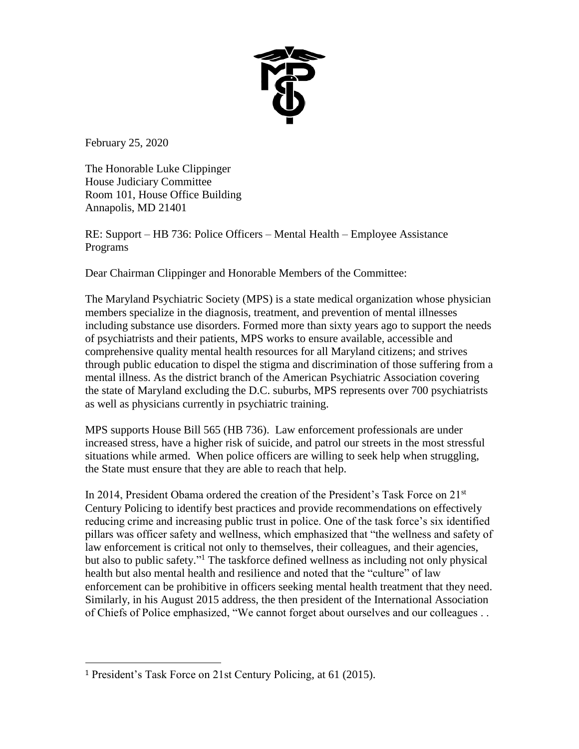February 25, 2020

The Honorable Luke Clippinger
House Judiciary Committee
Room 101, House Office Building
Annapolis, MD 21401

RE: Support – HB 736: Police Officers – Mental Health – Employee Assistance Programs

Dear Chairman Clippinger and Honorable Members of the Committee:

The Maryland Psychiatric Society (MPS) is a state medical organization whose physician members specialize in the diagnosis, treatment, and prevention of mental illnesses including substance use disorders. Formed more than sixty years ago to support the needs of psychiatrists and their patients, MPS works to ensure available, accessible and comprehensive quality mental health resources for all Maryland citizens; and strives through public education to dispel the stigma and discrimination of those suffering from a mental illness. As the district branch of the American Psychiatric Association covering the state of Maryland excluding the D.C. suburbs, MPS represents over 700 psychiatrists as well as physicians currently in psychiatric training.

MPS supports House Bill 565 (HB 736). Law enforcement professionals are under increased stress, have a higher risk of suicide, and patrol our streets in the most stressful situations while armed. When police officers are willing to seek help when struggling, the State must ensure that they are able to reach that help.

In 2014, President Obama ordered the creation of the President's Task Force on 21st Century Policing to identify best practices and provide recommendations on effectively reducing crime and increasing public trust in police. One of the task force's six identified pillars was officer safety and wellness, which emphasized that "the wellness and safety of law enforcement is critical not only to themselves, their colleagues, and their agencies, but also to public safety."[1] The taskforce defined wellness as including not only physical health but also mental health and resilience and noted that the "culture" of law enforcement can be prohibitive in officers seeking mental health treatment that they need. Similarly, in his August 2015 address, the then president of the International Association of Chiefs of Police emphasized, "We cannot forget about ourselves and our colleagues . .

---

[1] President's Task Force on 21st Century Policing, at 61 (2015).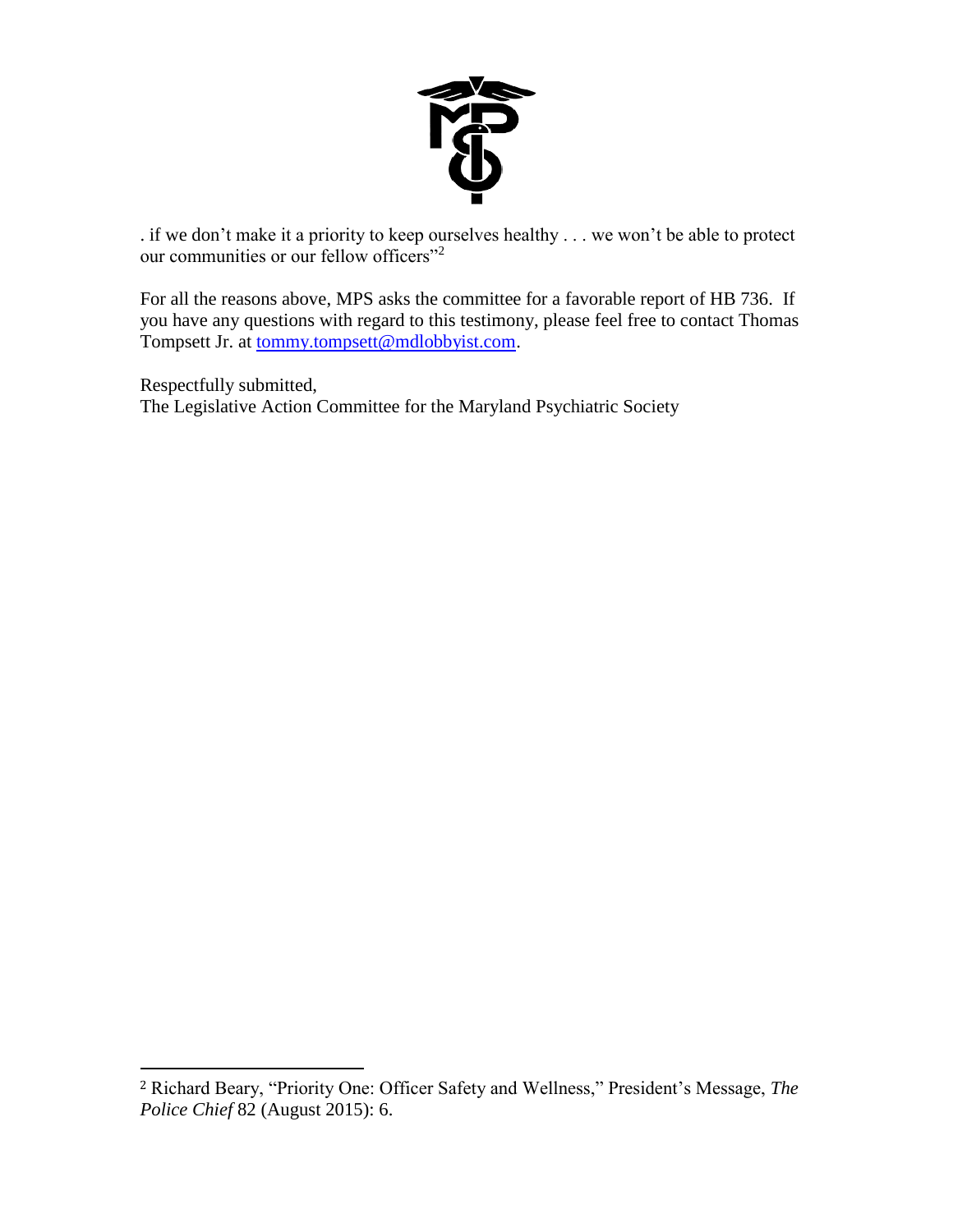. if we don't make it a priority to keep ourselves healthy . . . we won't be able to protect our communities or our fellow officers"[2]

For all the reasons above, MPS asks the committee for a favorable report of HB 736. If you have any questions with regard to this testimony, please feel free to contact Thomas Tompsett Jr. at tommy.tompsett@mdlobbyist.com.

Respectfully submitted,
The Legislative Action Committee for the Maryland Psychiatric Society

---

[2] Richard Beary, "Priority One: Officer Safety and Wellness," President's Message, *The Police Chief* 82 (August 2015): 6.